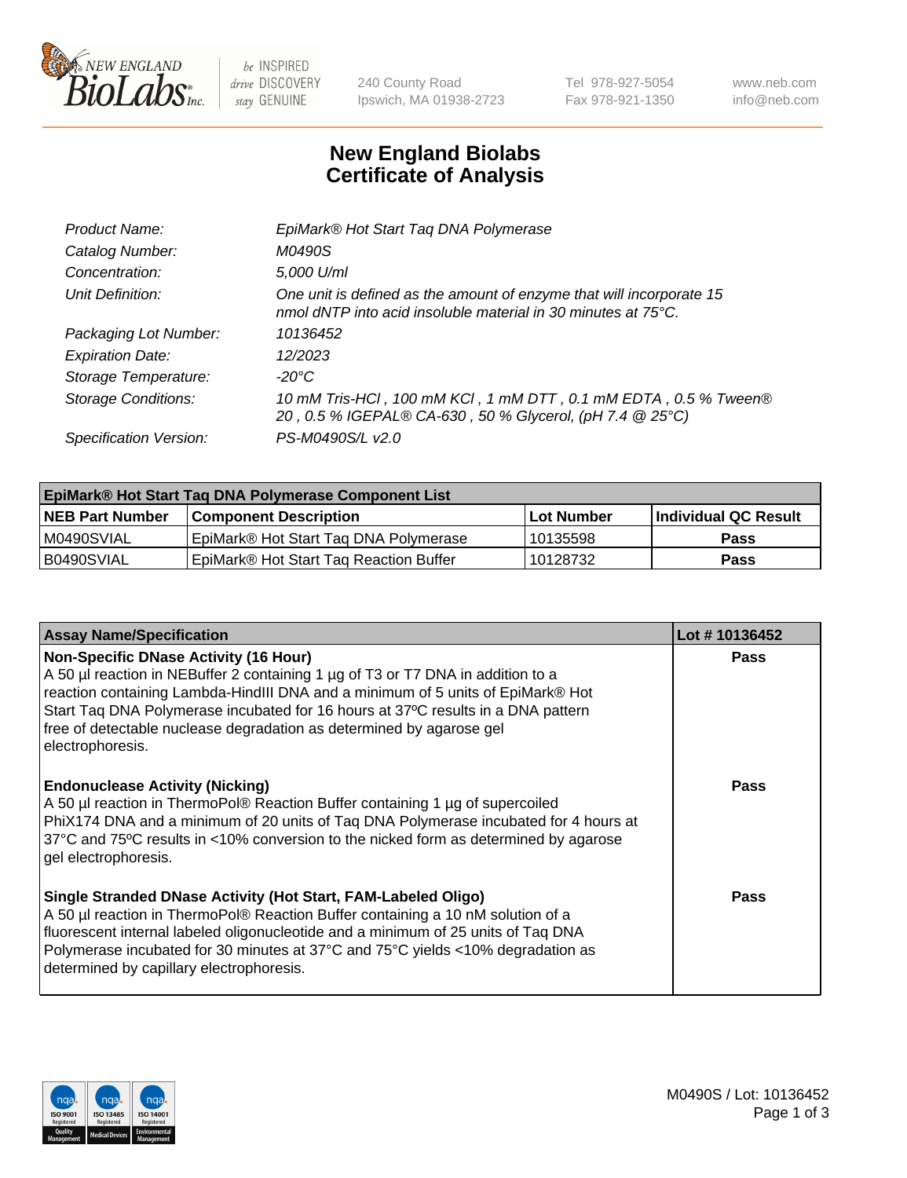New England BioLabs Inc. — be INSPIRED drive DISCOVERY stay GENUINE

240 County Road
Ipswich, MA 01938-2723

Tel 978-927-5054
Fax 978-921-1350

www.neb.com
info@neb.com

# New England Biolabs Certificate of Analysis

| | |
|---|---|
| *Product Name:* | *EpiMark® Hot Start Taq DNA Polymerase* |
| *Catalog Number:* | *M0490S* |
| *Concentration:* | *5,000 U/ml* |
| *Unit Definition:* | *One unit is defined as the amount of enzyme that will incorporate 15 nmol dNTP into acid insoluble material in 30 minutes at 75°C.* |
| *Packaging Lot Number:* | *10136452* |
| *Expiration Date:* | *12/2023* |
| *Storage Temperature:* | *-20°C* |
| *Storage Conditions:* | *10 mM Tris-HCl , 100 mM KCl , 1 mM DTT , 0.1 mM EDTA , 0.5 % Tween® 20 , 0.5 % IGEPAL® CA-630 , 50 % Glycerol, (pH 7.4 @ 25°C)* |
| *Specification Version:* | *PS-M0490S/L v2.0* |

| EpiMark® Hot Start Taq DNA Polymerase Component List | | | |
|---|---|---|---|
| **NEB Part Number** | **Component Description** | **Lot Number** | **Individual QC Result** |
| M0490SVIAL | EpiMark® Hot Start Taq DNA Polymerase | 10135598 | **Pass** |
| B0490SVIAL | EpiMark® Hot Start Taq Reaction Buffer | 10128732 | **Pass** |

| Assay Name/Specification | Lot # 10136452 |
|---|---|
| **Non-Specific DNase Activity (16 Hour)**<br>A 50 µl reaction in NEBuffer 2 containing 1 µg of T3 or T7 DNA in addition to a reaction containing Lambda-HindIII DNA and a minimum of 5 units of EpiMark® Hot Start Taq DNA Polymerase incubated for 16 hours at 37ºC results in a DNA pattern free of detectable nuclease degradation as determined by agarose gel electrophoresis. | **Pass** |
| **Endonuclease Activity (Nicking)**<br>A 50 µl reaction in ThermoPol® Reaction Buffer containing 1 µg of supercoiled PhiX174 DNA and a minimum of 20 units of Taq DNA Polymerase incubated for 4 hours at 37°C and 75ºC results in <10% conversion to the nicked form as determined by agarose gel electrophoresis. | **Pass** |
| **Single Stranded DNase Activity (Hot Start, FAM-Labeled Oligo)**<br>A 50 µl reaction in ThermoPol® Reaction Buffer containing a 10 nM solution of a fluorescent internal labeled oligonucleotide and a minimum of 25 units of Taq DNA Polymerase incubated for 30 minutes at 37°C and 75°C yields <10% degradation as determined by capillary electrophoresis. | **Pass** |

M0490S / Lot: 10136452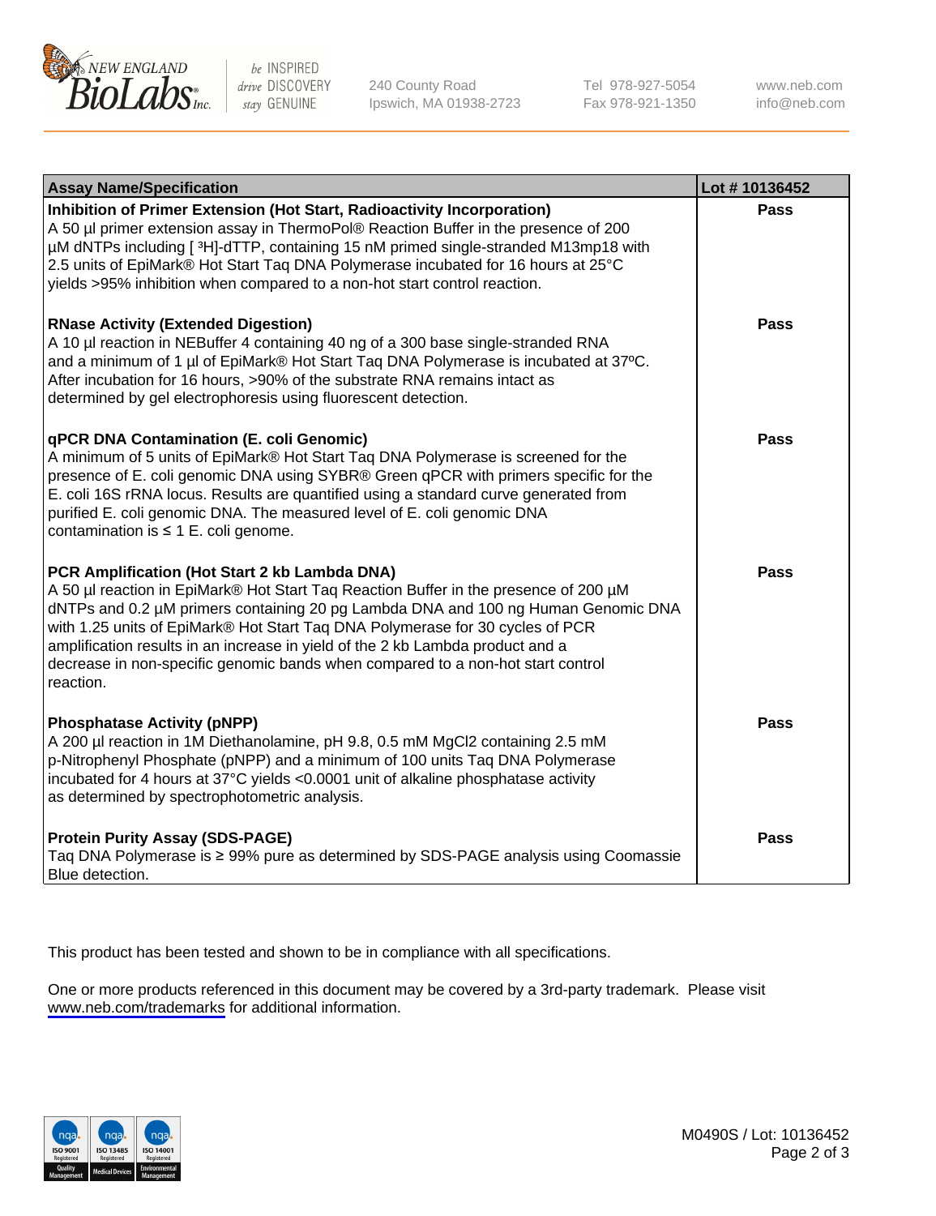| Assay Name/Specification | Lot # 10136452 |
| --- | --- |
| **Inhibition of Primer Extension (Hot Start, Radioactivity Incorporation)** A 50 µl primer extension assay in ThermoPol® Reaction Buffer in the presence of 200 µM dNTPs including [ $^{3}$H]-dTTP, containing 15 nM primed single-stranded M13mp18 with 2.5 units of EpiMark® Hot Start Taq DNA Polymerase incubated for 16 hours at 25°C yields >95% inhibition when compared to a non-hot start control reaction. | **Pass** |
| **RNase Activity (Extended Digestion)** A 10 µl reaction in NEBuffer 4 containing 40 ng of a 300 base single-stranded RNA and a minimum of 1 µl of EpiMark® Hot Start Taq DNA Polymerase is incubated at 37ºC. After incubation for 16 hours, >90% of the substrate RNA remains intact as determined by gel electrophoresis using fluorescent detection. | **Pass** |
| **qPCR DNA Contamination (E. coli Genomic)** A minimum of 5 units of EpiMark® Hot Start Taq DNA Polymerase is screened for the presence of E. coli genomic DNA using SYBR® Green qPCR with primers specific for the E. coli 16S rRNA locus. Results are quantified using a standard curve generated from purified E. coli genomic DNA. The measured level of E. coli genomic DNA contamination is ≤ 1 E. coli genome. | **Pass** |
| **PCR Amplification (Hot Start 2 kb Lambda DNA)** A 50 µl reaction in EpiMark® Hot Start Taq Reaction Buffer in the presence of 200 µM dNTPs and 0.2 µM primers containing 20 pg Lambda DNA and 100 ng Human Genomic DNA with 1.25 units of EpiMark® Hot Start Taq DNA Polymerase for 30 cycles of PCR amplification results in an increase in yield of the 2 kb Lambda product and a decrease in non-specific genomic bands when compared to a non-hot start control reaction. | **Pass** |
| **Phosphatase Activity (pNPP)** A 200 µl reaction in 1M Diethanolamine, pH 9.8, 0.5 mM $MgCl_2$ containing 2.5 mM p-Nitrophenyl Phosphate (pNPP) and a minimum of 100 units Taq DNA Polymerase incubated for 4 hours at 37°C yields <0.0001 unit of alkaline phosphatase activity as determined by spectrophotometric analysis. | **Pass** |
| **Protein Purity Assay (SDS-PAGE)** Taq DNA Polymerase is ≥ 99% pure as determined by SDS-PAGE analysis using Coomassie Blue detection. | **Pass** |

This product has been tested and shown to be in compliance with all specifications.

One or more products referenced in this document may be covered by a 3rd-party trademark. Please visit www.neb.com/trademarks for additional information.

M0490S / Lot: 10136452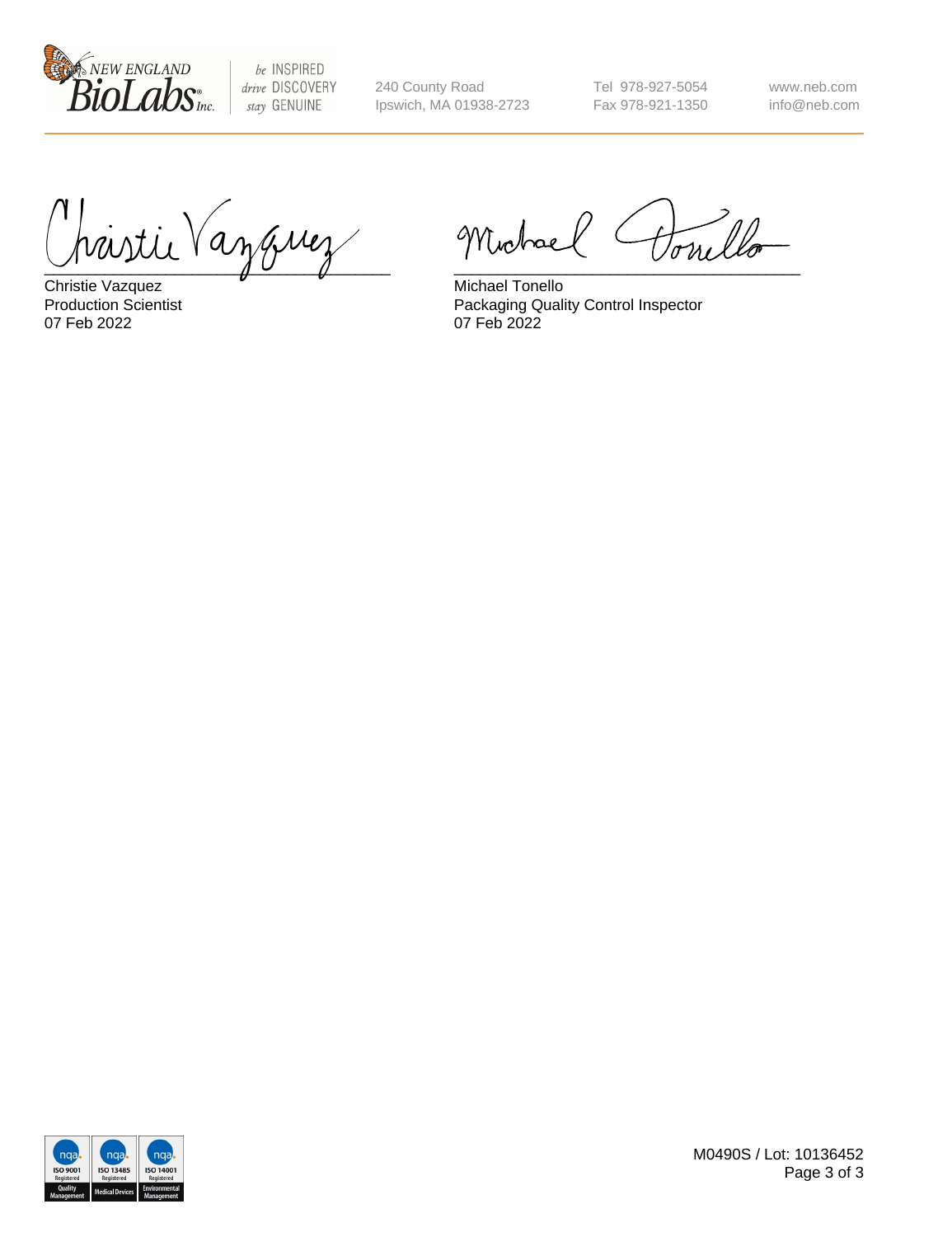Christie Vazquez
Production Scientist
07 Feb 2022

Michael Tonello
Packaging Quality Control Inspector
07 Feb 2022

M0490S / Lot: 10136452